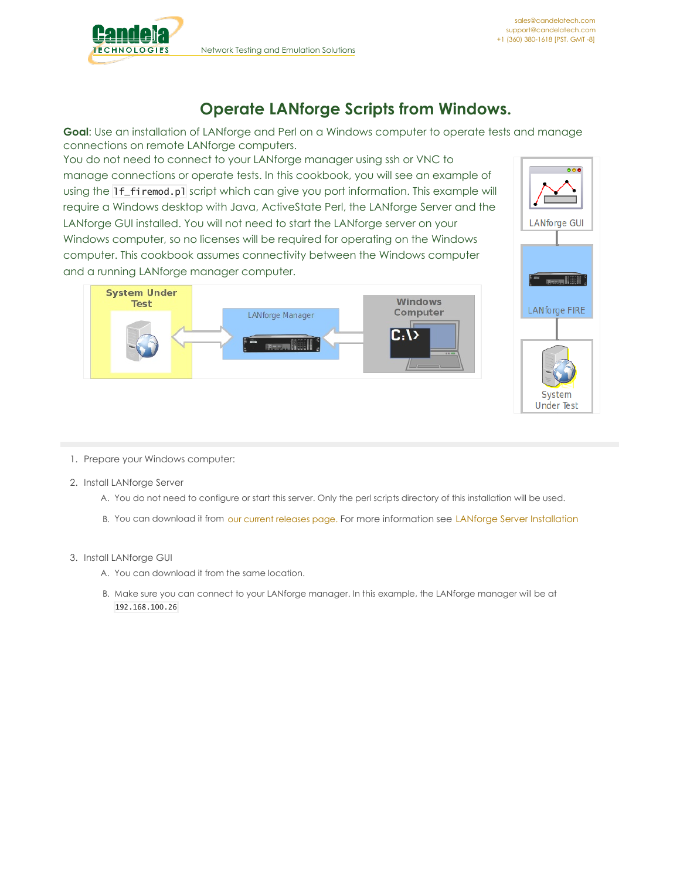# Operate LANforge Scripts from Windows.

**Goal**: Use an installation of LANforge and Perl on a Windows computer to operate tests and manage connections on remote LANforge computers.

You do not need to connect to your LANforge manager using ssh or VNC to manage connections or operate tests. In this cookbook, you will see an example of using the `lf_firemod.pl` script which can give you port information. This example will require a Windows desktop with Java, ActiveState Perl, the LANforge Server and the LANforge GUI installed. You will not need to start the LANforge server on your Windows computer, so no licenses will be required for operating on the Windows computer. This cookbook assumes connectivity between the Windows computer and a running LANforge manager computer.

1. Prepare your Windows computer:
2. Install LANforge Server
   - A. You do not need to configure or start this server. Only the perl scripts directory of this installation will be used.
   - B. You can download it from our current releases page. For more information see LANforge Server Installation
3. Install LANforge GUI
   - A. You can download it from the same location.
   - B. Make sure you can connect to your LANforge manager. In this example, the LANforge manager will be at `192.168.100.26`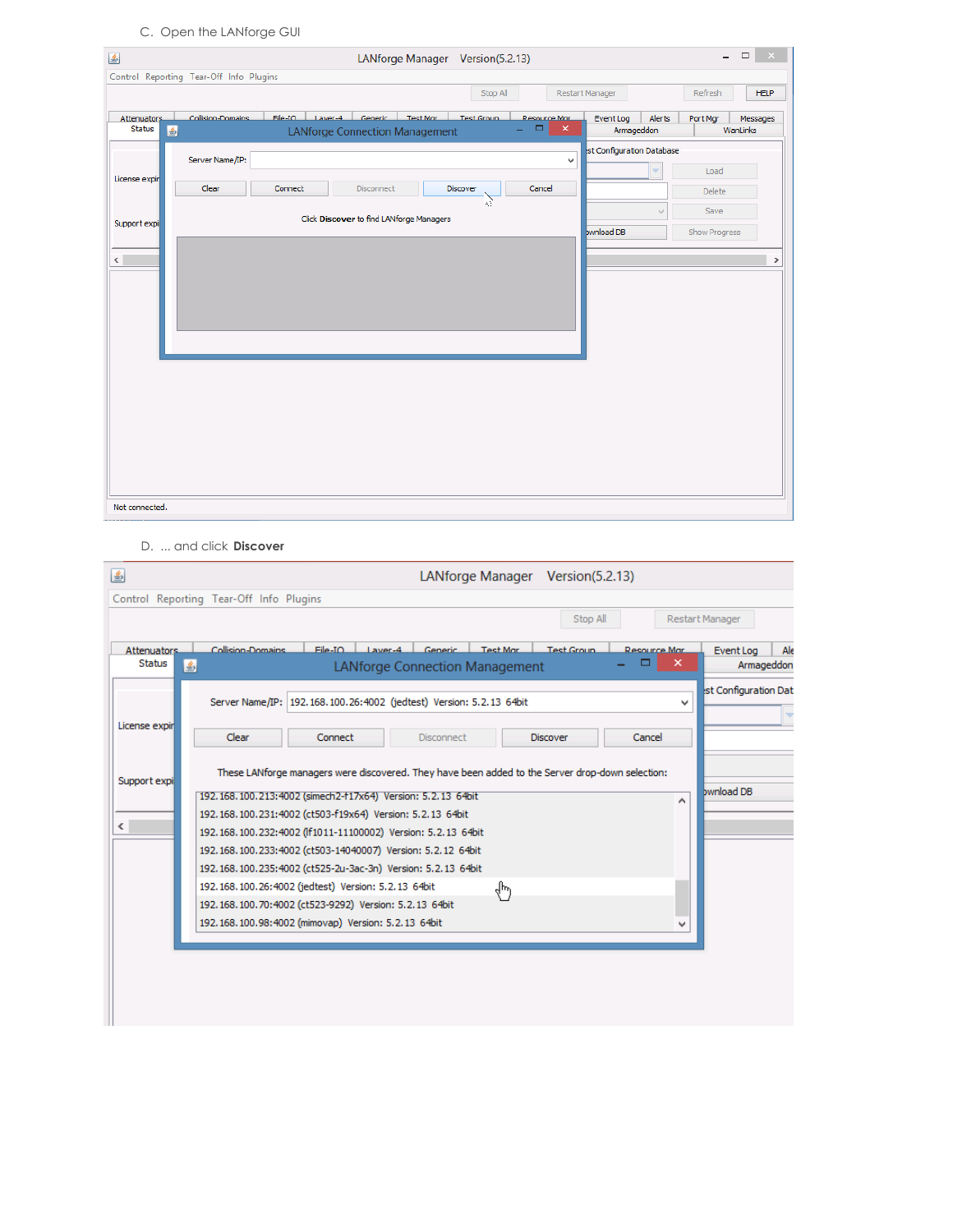C. Open the LANforge GUI

D. ... and click **Discover**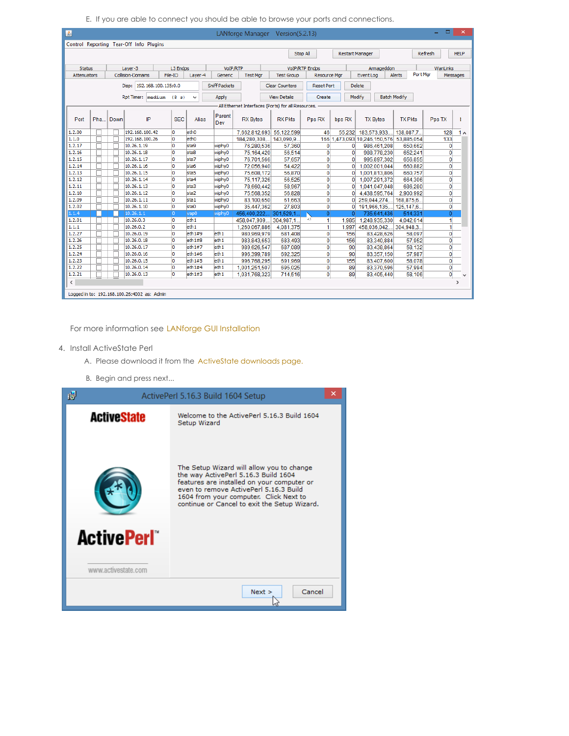E. If you are able to connect you should be able to browse your ports and connections.

For more information see LANforge GUI Installation

4. Install ActiveState Perl

   A. Please download it from the ActiveState downloads page.

   B. Begin and press next...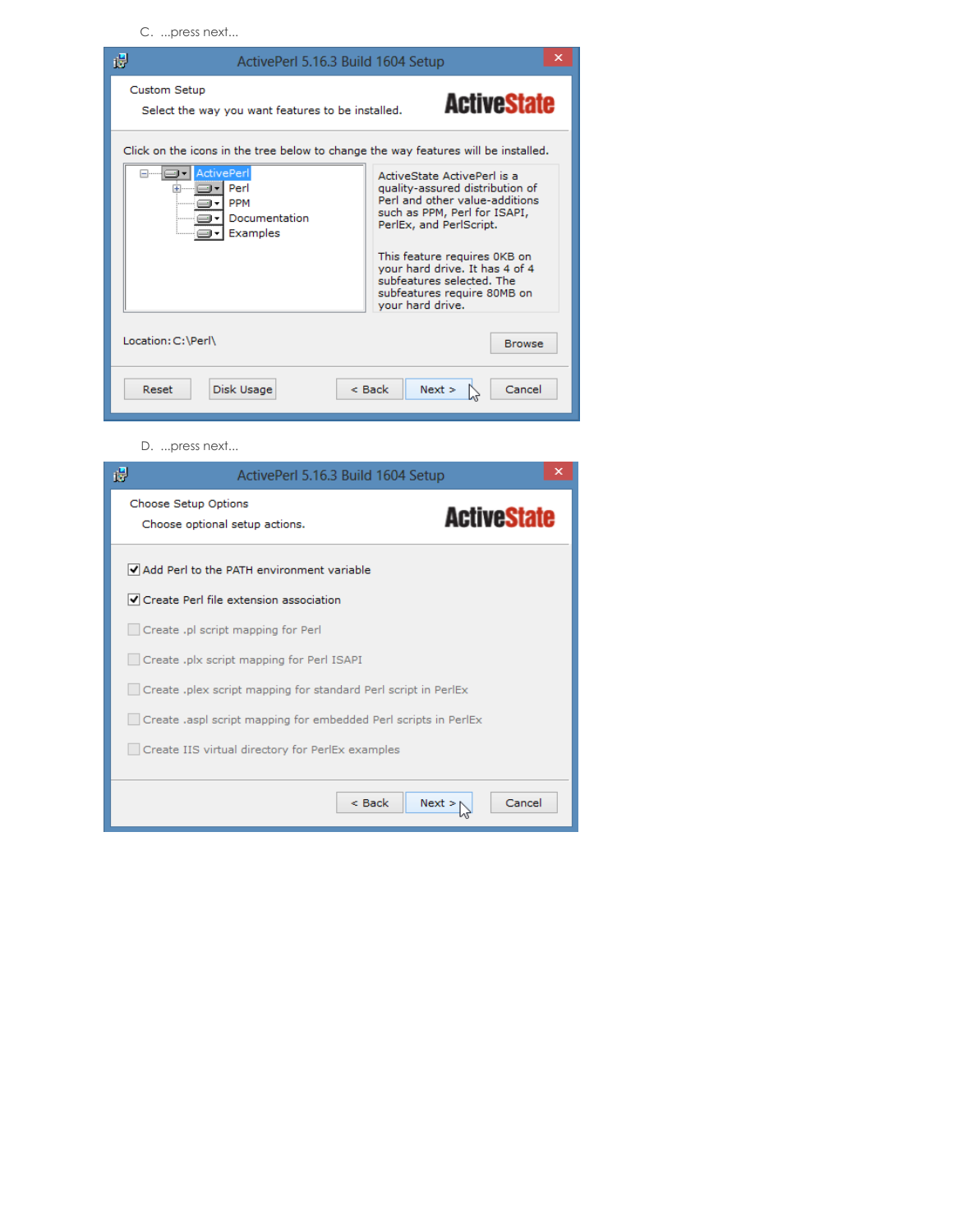C. ...press next...

ActivePerl 5.16.3 Build 1604 Setup

Custom Setup

Select the way you want features to be installed.

ActiveState

Click on the icons in the tree below to change the way features will be installed.

- ActivePerl
  - Perl
  - PPM
  - Documentation
  - Examples

ActiveState ActivePerl is a quality-assured distribution of Perl and other value-additions such as PPM, Perl for ISAPI, PerlEx, and PerlScript.

This feature requires 0KB on your hard drive. It has 4 of 4 subfeatures selected. The subfeatures require 80MB on your hard drive.

Location: C:\Perl\

Browse

Reset | Disk Usage | < Back | Next > | Cancel

D. ...press next...

ActivePerl 5.16.3 Build 1604 Setup

Choose Setup Options

Choose optional setup actions.

ActiveState

- [x] Add Perl to the PATH environment variable
- [x] Create Perl file extension association
- [ ] Create .pl script mapping for Perl
- [ ] Create .plx script mapping for Perl ISAPI
- [ ] Create .plex script mapping for standard Perl script in PerlEx
- [ ] Create .aspl script mapping for embedded Perl scripts in PerlEx
- [ ] Create IIS virtual directory for PerlEx examples

< Back | Next > | Cancel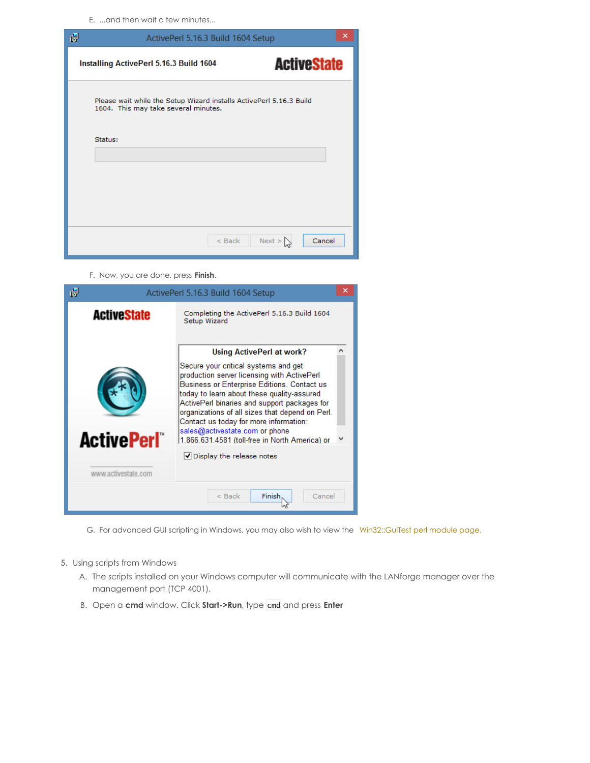E. ...and then wait a few minutes...

F. Now, you are done, press **Finish**.

G. For advanced GUI scripting in Windows, you may also wish to view the Win32::GuiTest perl module page.

5. Using scripts from Windows
   A. The scripts installed on your Windows computer will communicate with the LANforge manager over the management port (TCP 4001).
   B. Open a **cmd** window. Click **Start->Run**, type `cmd` and press **Enter**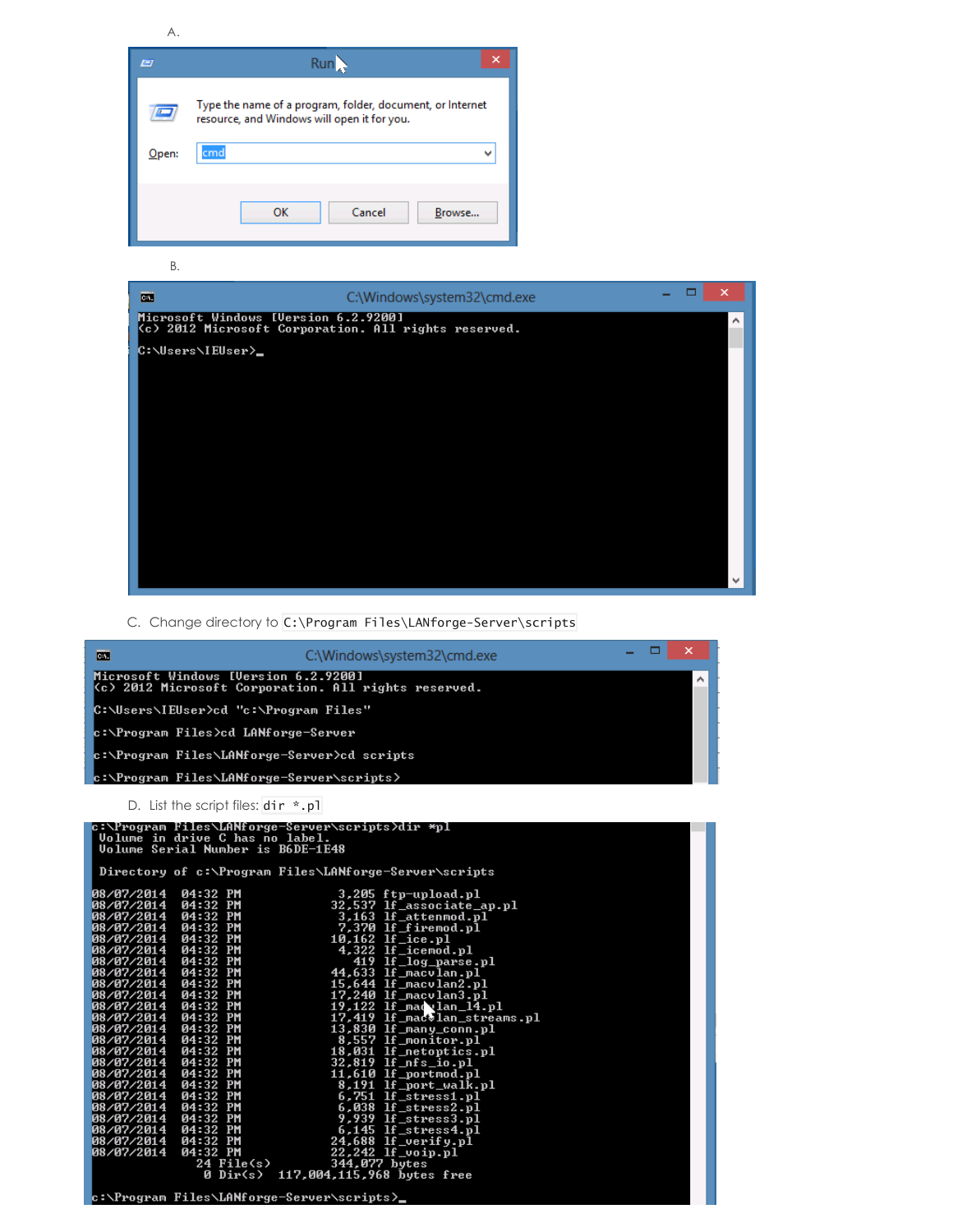A.

Run

Type the name of a program, folder, document, or Internet resource, and Windows will open it for you.

Open: cmd

OK Cancel Browse...

B.

C:\Windows\system32\cmd.exe

```
Microsoft Windows [Version 6.2.9200]
(c) 2012 Microsoft Corporation. All rights reserved.

C:\Users\IEUser>_
```

C. Change directory to `C:\Program Files\LANforge-Server\scripts`

C:\Windows\system32\cmd.exe

```
Microsoft Windows [Version 6.2.9200]
(c) 2012 Microsoft Corporation. All rights reserved.

C:\Users\IEUser>cd "c:\Program Files"

c:\Program Files>cd LANforge-Server

c:\Program Files\LANforge-Server>cd scripts

c:\Program Files\LANforge-Server\scripts>
```

D. List the script files: `dir *.pl`

```
c:\Program Files\LANforge-Server\scripts>dir *pl
 Volume in drive C has no label.
 Volume Serial Number is B6DE-1E48

 Directory of c:\Program Files\LANforge-Server\scripts

08/07/2014  04:32 PM             3,205 ftp-upload.pl
08/07/2014  04:32 PM            32,537 lf_associate_ap.pl
08/07/2014  04:32 PM             3,163 lf_attenmod.pl
08/07/2014  04:32 PM             7,370 lf_firemod.pl
08/07/2014  04:32 PM            10,162 lf_ice.pl
08/07/2014  04:32 PM             4,322 lf_icemod.pl
08/07/2014  04:32 PM               419 lf_log_parse.pl
08/07/2014  04:32 PM            44,633 lf_macvlan.pl
08/07/2014  04:32 PM            15,644 lf_macvlan2.pl
08/07/2014  04:32 PM            17,240 lf_macvlan3.pl
08/07/2014  04:32 PM            19,122 lf_macvlan_14.pl
08/07/2014  04:32 PM            17,419 lf_macvlan_streams.pl
08/07/2014  04:32 PM            13,830 lf_many_conn.pl
08/07/2014  04:32 PM             8,557 lf_monitor.pl
08/07/2014  04:32 PM            18,031 lf_netoptics.pl
08/07/2014  04:32 PM            32,819 lf_nfs_io.pl
08/07/2014  04:32 PM            11,610 lf_portmod.pl
08/07/2014  04:32 PM             8,191 lf_port_walk.pl
08/07/2014  04:32 PM             6,751 lf_stress1.pl
08/07/2014  04:32 PM             6,038 lf_stress2.pl
08/07/2014  04:32 PM             9,939 lf_stress3.pl
08/07/2014  04:32 PM             6,145 lf_stress4.pl
08/07/2014  04:32 PM            24,688 lf_verify.pl
08/07/2014  04:32 PM            22,242 lf_voip.pl
              24 File(s)        344,077 bytes
               0 Dir(s)  117,004,115,968 bytes free

c:\Program Files\LANforge-Server\scripts>_
```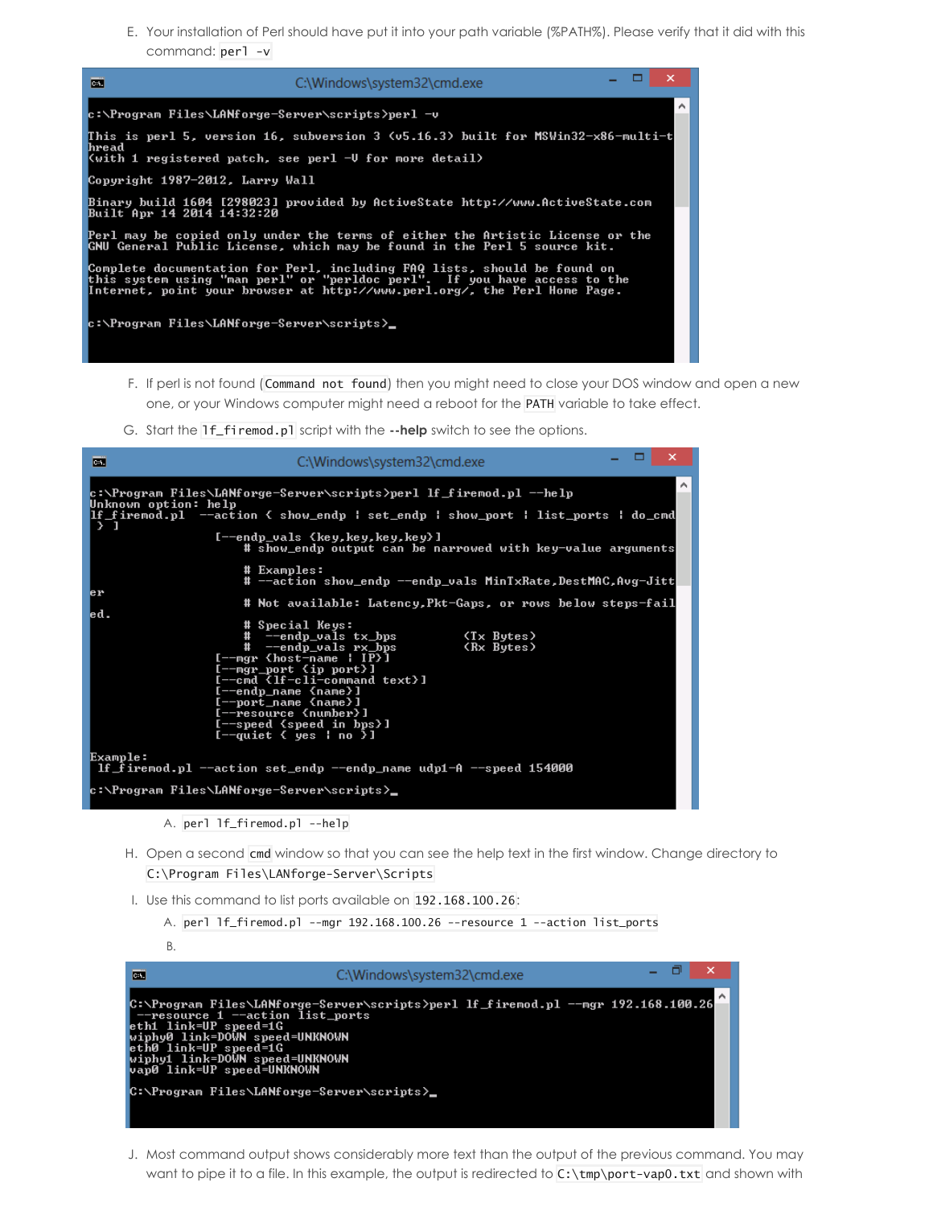E. Your installation of Perl should have put it into your path variable (%PATH%). Please verify that it did with this command: `perl -v`

```
c:\Program Files\LANforge-Server\scripts>perl -v

This is perl 5, version 16, subversion 3 (v5.16.3) built for MSWin32-x86-multi-t
hread
(with 1 registered patch, see perl -V for more detail)

Copyright 1987-2012, Larry Wall

Binary build 1604 [298023] provided by ActiveState http://www.ActiveState.com
Built Apr 14 2014 14:32:20

Perl may be copied only under the terms of either the Artistic License or the
GNU General Public License, which may be found in the Perl 5 source kit.

Complete documentation for Perl, including FAQ lists, should be found on
this system using "man perl" or "perldoc perl".  If you have access to the
Internet, point your browser at http://www.perl.org/, the Perl Home Page.

c:\Program Files\LANforge-Server\scripts>_
```

F. If perl is not found (`Command not found`) then you might need to close your DOS window and open a new one, or your Windows computer might need a reboot for the `PATH` variable to take effect.

G. Start the `lf_firemod.pl` script with the **--help** switch to see the options.

```
c:\Program Files\LANforge-Server\scripts>perl lf_firemod.pl --help
Unknown option: help
lf_firemod.pl   --action { show_endp | set_endp | show_port | list_ports | do_cmd
 } ]
                  [--endp_vals {key,key,key,key}]
                      # show_endp output can be narrowed with key-value arguments

                      # Examples:
                      # --action show_endp --endp_vals MinTxRate,DestMAC,Avg-Jitt
er
                      # Not available: Latency,Pkt-Gaps, or rows below steps-fail
ed.

                      # Special Keys:
                      #   --endp_vals tx_bps          (Tx Bytes)
                      #   --endp_vals rx_bps          (Rx Bytes)
                  [--mgr {host-name | IP}]
                  [--mgr_port {ip port}]
                  [--cmd {lf-cli-command text}]
                  [--endp_name {name}]
                  [--port_name {name}]
                  [--resource {number}]
                  [--speed {speed in bps}]
                  [--quiet { yes | no }]

Example:
 lf_firemod.pl --action set_endp --endp_name udp1-A --speed 154000

c:\Program Files\LANforge-Server\scripts>_
```

A. `perl lf_firemod.pl --help`

H. Open a second `cmd` window so that you can see the help text in the first window. Change directory to `C:\Program Files\LANforge-Server\Scripts`

I. Use this command to list ports available on `192.168.100.26`:

A. `perl lf_firemod.pl --mgr 192.168.100.26 --resource 1 --action list_ports`

B.

```
C:\Program Files\LANforge-Server\scripts>perl lf_firemod.pl --mgr 192.168.100.26
 --resource 1 --action list_ports
eth1 link=UP speed=1G
wiphy0 link=DOWN speed=UNKNOWN
eth0 link=UP speed=1G
wiphy1 link=DOWN speed=UNKNOWN
vap0 link=UP speed=UNKNOWN

C:\Program Files\LANforge-Server\scripts>_
```

J. Most command output shows considerably more text than the output of the previous command. You may want to pipe it to a file. In this example, the output is redirected to `C:\tmp\port-vap0.txt` and shown with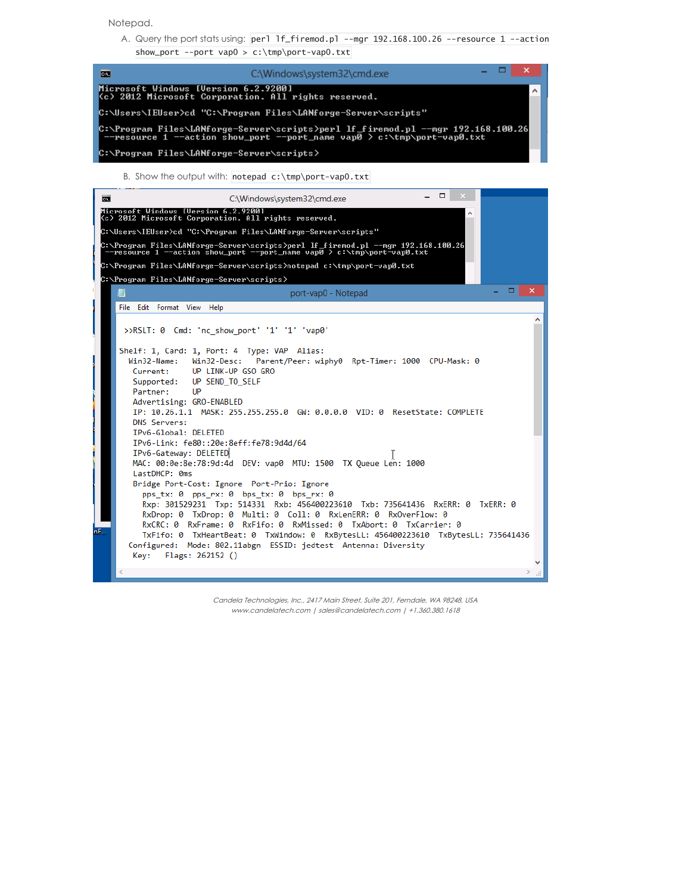Notepad.

A. Query the port stats using: `perl lf_firemod.pl --mgr 192.168.100.26 --resource 1 --action show_port --port vap0 > c:\tmp\port-vap0.txt`

```
Microsoft Windows [Version 6.2.9200]
(c) 2012 Microsoft Corporation. All rights reserved.

C:\Users\IEUser>cd "C:\Program Files\LANforge-Server\scripts"

C:\Program Files\LANforge-Server\scripts>perl lf_firemod.pl --mgr 192.168.100.26
 --resource 1 --action show_port --port_name vap0 > c:\tmp\port-vap0.txt

C:\Program Files\LANforge-Server\scripts>
```

B. Show the output with: `notepad c:\tmp\port-vap0.txt`

```
Microsoft Windows [Version 6.2.9200]
(c) 2012 Microsoft Corporation. All rights reserved.

C:\Users\IEUser>cd "C:\Program Files\LANforge-Server\scripts"

C:\Program Files\LANforge-Server\scripts>perl lf_firemod.pl --mgr 192.168.100.26
 --resource 1 --action show_port --port_name vap0 > c:\tmp\port-vap0.txt

C:\Program Files\LANforge-Server\scripts>notepad c:\tmp\port-vap0.txt

C:\Program Files\LANforge-Server\scripts>
```

```
>>RSLT: 0  Cmd: 'nc_show_port' '1' '1' 'vap0'

Shelf: 1, Card: 1, Port: 4  Type: VAP  Alias:
  Win32-Name:   Win32-Desc:   Parent/Peer: wiphy0  Rpt-Timer: 1000  CPU-Mask: 0
   Current:     UP LINK-UP GSO GRO
   Supported:   UP SEND_TO_SELF
   Partner:     UP
   Advertising: GRO-ENABLED
   IP: 10.26.1.1  MASK: 255.255.255.0  GW: 0.0.0.0  VID: 0  ResetState: COMPLETE
   DNS Servers:
   IPv6-Global: DELETED
   IPv6-Link: fe80::20e:8eff:fe78:9d4d/64
   IPv6-Gateway: DELETED
   MAC: 00:0e:8e:78:9d:4d  DEV: vap0  MTU: 1500  TX Queue Len: 1000
   LastDHCP: 0ms
   Bridge Port-Cost: Ignore  Port-Prio: Ignore
     pps_tx: 0  pps_rx: 0  bps_tx: 0  bps_rx: 0
     Rxp: 301529231  Txp: 514331  Rxb: 456400223610  Txb: 735641436  RxERR: 0  TxERR: 0
     RxDrop: 0  TxDrop: 0  Multi: 0  Coll: 0  RxLenERR: 0  RxOverFlow: 0
     RxCRC: 0  RxFrame: 0  RxFifo: 0  RxMissed: 0  TxAbort: 0  TxCarrier: 0
     TxFifo: 0  TxHeartBeat: 0  TxWindow: 0  RxBytesLL: 456400223610  TxBytesLL: 735641436
  Configured:  Mode: 802.11abgn  ESSID: jedtest  Antenna: Diversity
   Key:    Flags: 262152 ()
```

*Candela Technologies, Inc., 2417 Main Street, Suite 201, Ferndale, WA 98248, USA*
*www.candelatech.com | sales@candelatech.com | +1.360.380.1618*